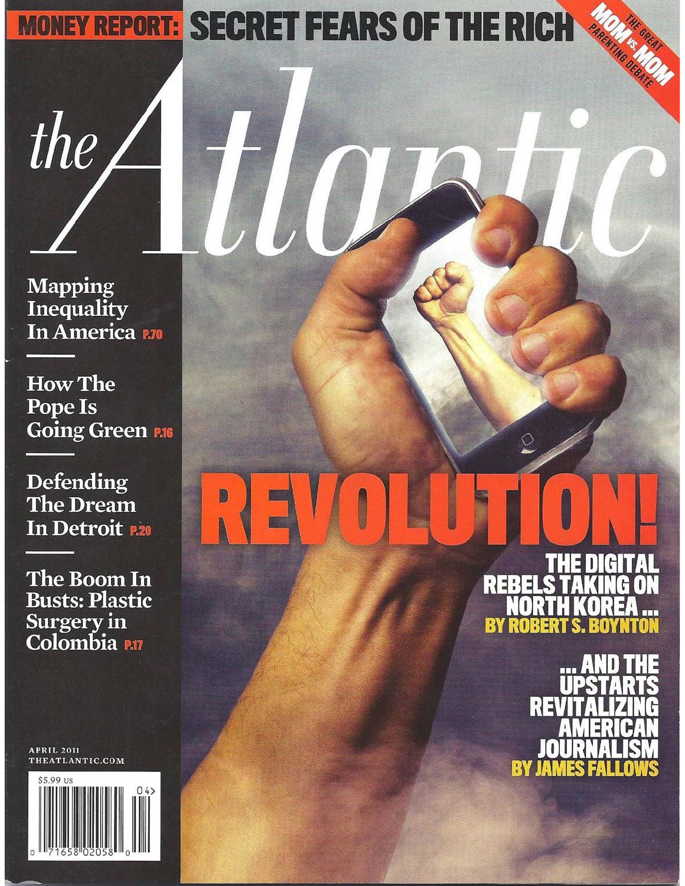**MONEY REPORT:** SECRET FEARS OF THE RICH

THE GREAT **MOM VS. MOM** PARENTING DEBATE

# the Atlantic

Mapping Inequality In America P.70

How The Pope Is Going Green P.16

Defending The Dream In Detroit P.20

The Boom In Busts: Plastic Surgery in Colombia P.17

## REVOLUTION!

THE DIGITAL REBELS TAKING ON NORTH KOREA ...
BY ROBERT S. BOYNTON

... AND THE UPSTARTS REVITALIZING AMERICAN JOURNALISM
BY JAMES FALLOWS

APRIL 2011
THEATLANTIC.COM

$5.99 US

04>

0 71658 02058 0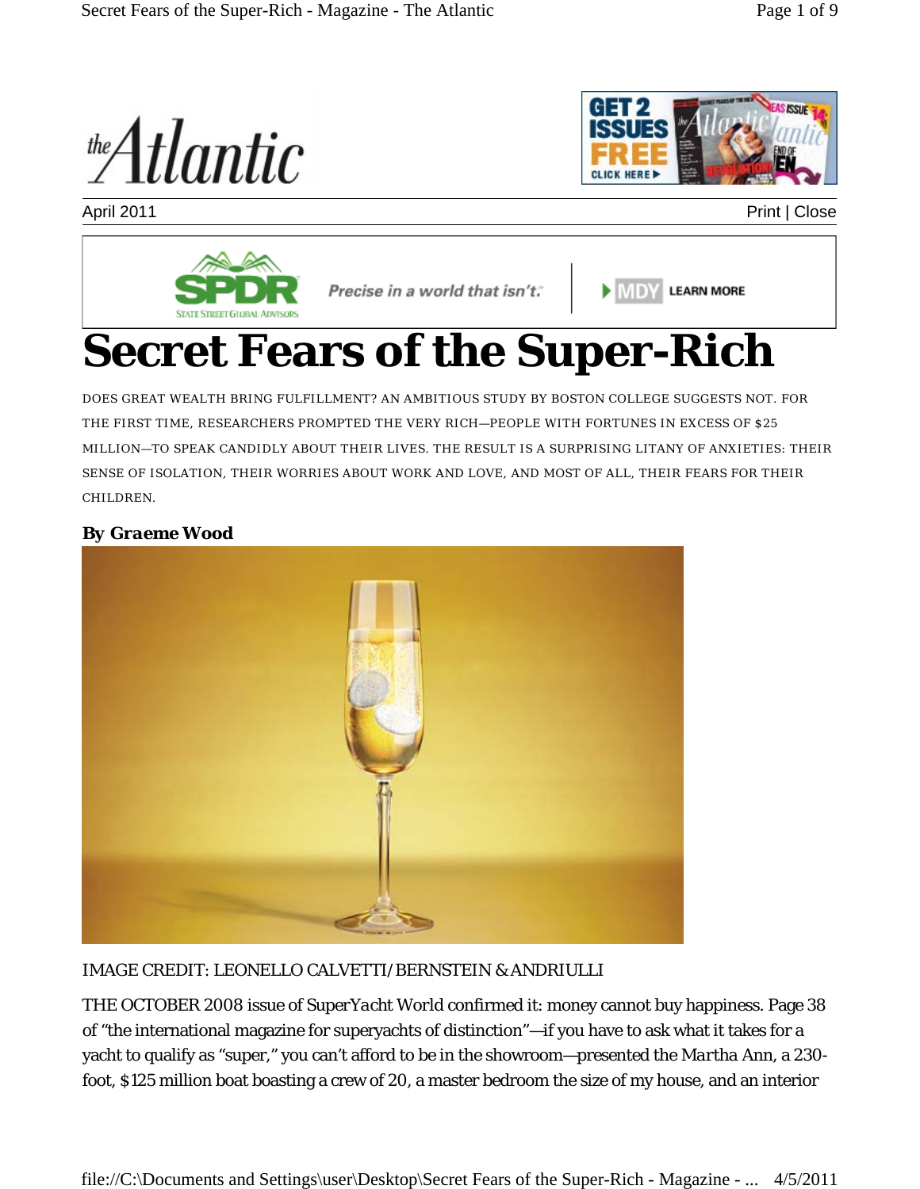April 2011

# Secret Fears of the Super-Rich

DOES GREAT WEALTH BRING FULFILLMENT? AN AMBITIOUS STUDY BY BOSTON COLLEGE SUGGESTS NOT. FOR THE FIRST TIME, RESEARCHERS PROMPTED THE VERY RICH—PEOPLE WITH FORTUNES IN EXCESS OF $25 MILLION—TO SPEAK CANDIDLY ABOUT THEIR LIVES. THE RESULT IS A SURPRISING LITANY OF ANXIETIES: THEIR SENSE OF ISOLATION, THEIR WORRIES ABOUT WORK AND LOVE, AND MOST OF ALL, THEIR FEARS FOR THEIR CHILDREN.

***By Graeme Wood***

IMAGE CREDIT: LEONELLO CALVETTI/BERNSTEIN & ANDRIULLI

THE OCTOBER 2008 issue of *SuperYacht World* confirmed it: money cannot buy happiness. Page 38 of "the international magazine for superyachts of distinction"—if you have to ask what it takes for a yacht to qualify as "super," you can't afford to be in the showroom—presented the *Martha Ann*, a 230-foot, $125 million boat boasting a crew of 20, a master bedroom the size of my house, and an interior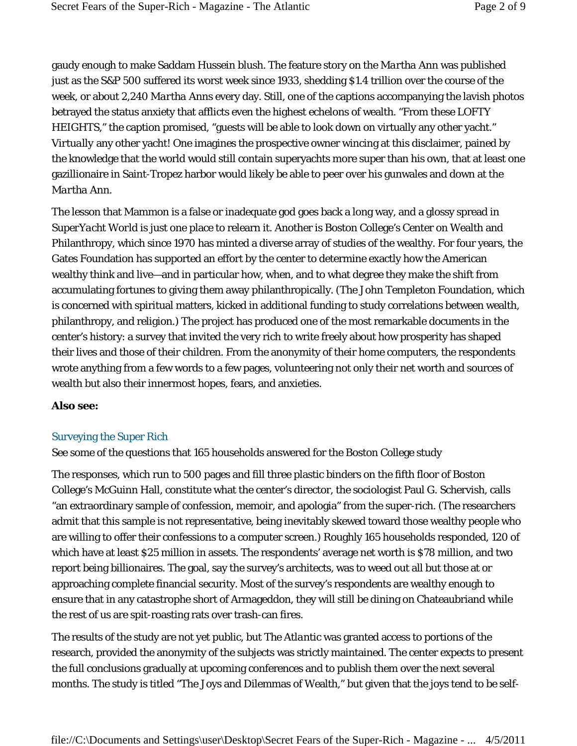gaudy enough to make Saddam Hussein blush. The feature story on the *Martha Ann* was published just as the S&P 500 suffered its worst week since 1933, shedding $1.4 trillion over the course of the week, or about 2,240 *Martha Anns* every day. Still, one of the captions accompanying the lavish photos betrayed the status anxiety that afflicts even the highest echelons of wealth. “From these LOFTY HEIGHTS,” the caption promised, “guests will be able to look down on virtually any other yacht.” *Virtually* any other yacht! One imagines the prospective owner wincing at this disclaimer, pained by the knowledge that the world would still contain superyachts more super than his own, that at least one gazillionaire in Saint-Tropez harbor would likely be able to peer over his gunwales and down at the *Martha Ann*.

The lesson that Mammon is a false or inadequate god goes back a long way, and a glossy spread in *SuperYacht World* is just one place to relearn it. Another is Boston College’s Center on Wealth and Philanthropy, which since 1970 has minted a diverse array of studies of the wealthy. For four years, the Gates Foundation has supported an effort by the center to determine exactly how the American wealthy think and live—and in particular how, when, and to what degree they make the shift from accumulating fortunes to giving them away philanthropically. (The John Templeton Foundation, which is concerned with spiritual matters, kicked in additional funding to study correlations between wealth, philanthropy, and religion.) The project has produced one of the most remarkable documents in the center’s history: a survey that invited the very rich to write freely about how prosperity has shaped their lives and those of their children. From the anonymity of their home computers, the respondents wrote anything from a few words to a few pages, volunteering not only their net worth and sources of wealth but also their innermost hopes, fears, and anxieties.

**Also see:**

Surveying the Super Rich

See some of the questions that 165 households answered for the Boston College study

The responses, which run to 500 pages and fill three plastic binders on the fifth floor of Boston College’s McGuinn Hall, constitute what the center’s director, the sociologist Paul G. Schervish, calls “an extraordinary sample of confession, memoir, and apologia” from the super-rich. (The researchers admit that this sample is not representative, being inevitably skewed toward those wealthy people who are willing to offer their confessions to a computer screen.) Roughly 165 households responded, 120 of which have at least $25 million in assets. The respondents’ average net worth is $78 million, and two report being billionaires. The goal, say the survey’s architects, was to weed out all but those at or approaching complete financial security. Most of the survey’s respondents are wealthy enough to ensure that in any catastrophe short of Armageddon, they will still be dining on Chateaubriand while the rest of us are spit-roasting rats over trash-can fires.

The results of the study are not yet public, but *The Atlantic* was granted access to portions of the research, provided the anonymity of the subjects was strictly maintained. The center expects to present the full conclusions gradually at upcoming conferences and to publish them over the next several months. The study is titled “The Joys and Dilemmas of Wealth,” but given that the joys tend to be self-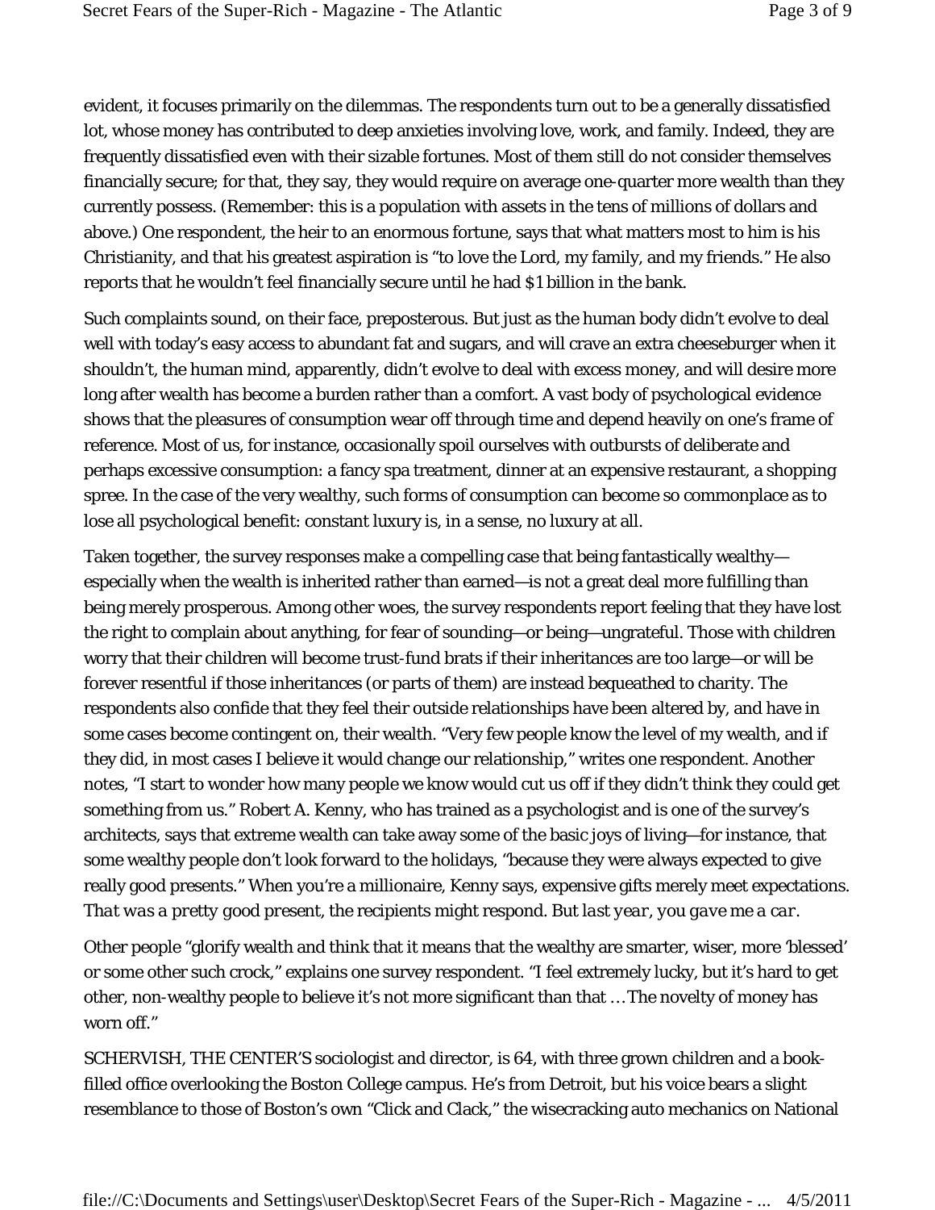evident, it focuses primarily on the dilemmas. The respondents turn out to be a generally dissatisfied lot, whose money has contributed to deep anxieties involving love, work, and family. Indeed, they are frequently dissatisfied even with their sizable fortunes. Most of them still do not consider themselves financially secure; for that, they say, they would require on average one-quarter more wealth than they currently possess. (Remember: this is a population with assets in the tens of millions of dollars and above.) One respondent, the heir to an enormous fortune, says that what matters most to him is his Christianity, and that his greatest aspiration is "to love the Lord, my family, and my friends." He also reports that he wouldn't feel financially secure until he had $1 billion in the bank.

Such complaints sound, on their face, preposterous. But just as the human body didn't evolve to deal well with today's easy access to abundant fat and sugars, and will crave an extra cheeseburger when it shouldn't, the human mind, apparently, didn't evolve to deal with excess money, and will desire more long after wealth has become a burden rather than a comfort. A vast body of psychological evidence shows that the pleasures of consumption wear off through time and depend heavily on one's frame of reference. Most of us, for instance, occasionally spoil ourselves with outbursts of deliberate and perhaps excessive consumption: a fancy spa treatment, dinner at an expensive restaurant, a shopping spree. In the case of the very wealthy, such forms of consumption can become so commonplace as to lose all psychological benefit: constant luxury is, in a sense, no luxury at all.

Taken together, the survey responses make a compelling case that being fantastically wealthy—especially when the wealth is inherited rather than earned—is not a great deal more fulfilling than being merely prosperous. Among other woes, the survey respondents report feeling that they have lost the right to complain about anything, for fear of sounding—or being—ungrateful. Those with children worry that their children will become trust-fund brats if their inheritances are too large—or will be forever resentful if those inheritances (or parts of them) are instead bequeathed to charity. The respondents also confide that they feel their outside relationships have been altered by, and have in some cases become contingent on, their wealth. "Very few people know the level of my wealth, and if they did, in most cases I believe it would change our relationship," writes one respondent. Another notes, "I start to wonder how many people we know would cut us off if they didn't think they could get something from us." Robert A. Kenny, who has trained as a psychologist and is one of the survey's architects, says that extreme wealth can take away some of the basic joys of living—for instance, that some wealthy people don't look forward to the holidays, "because they were always expected to give really good presents." When you're a millionaire, Kenny says, expensive gifts merely meet expectations. *That was a pretty good present*, the recipients might respond. *But last year, you gave me a car.*

Other people "glorify wealth and think that it means that the wealthy are smarter, wiser, more 'blessed' or some other such crock," explains one survey respondent. "I feel extremely lucky, but it's hard to get other, non-wealthy people to believe it's not more significant than that … The novelty of money has worn off."

SCHERVISH, THE CENTER'S sociologist and director, is 64, with three grown children and a book-filled office overlooking the Boston College campus. He's from Detroit, but his voice bears a slight resemblance to those of Boston's own "Click and Clack," the wisecracking auto mechanics on National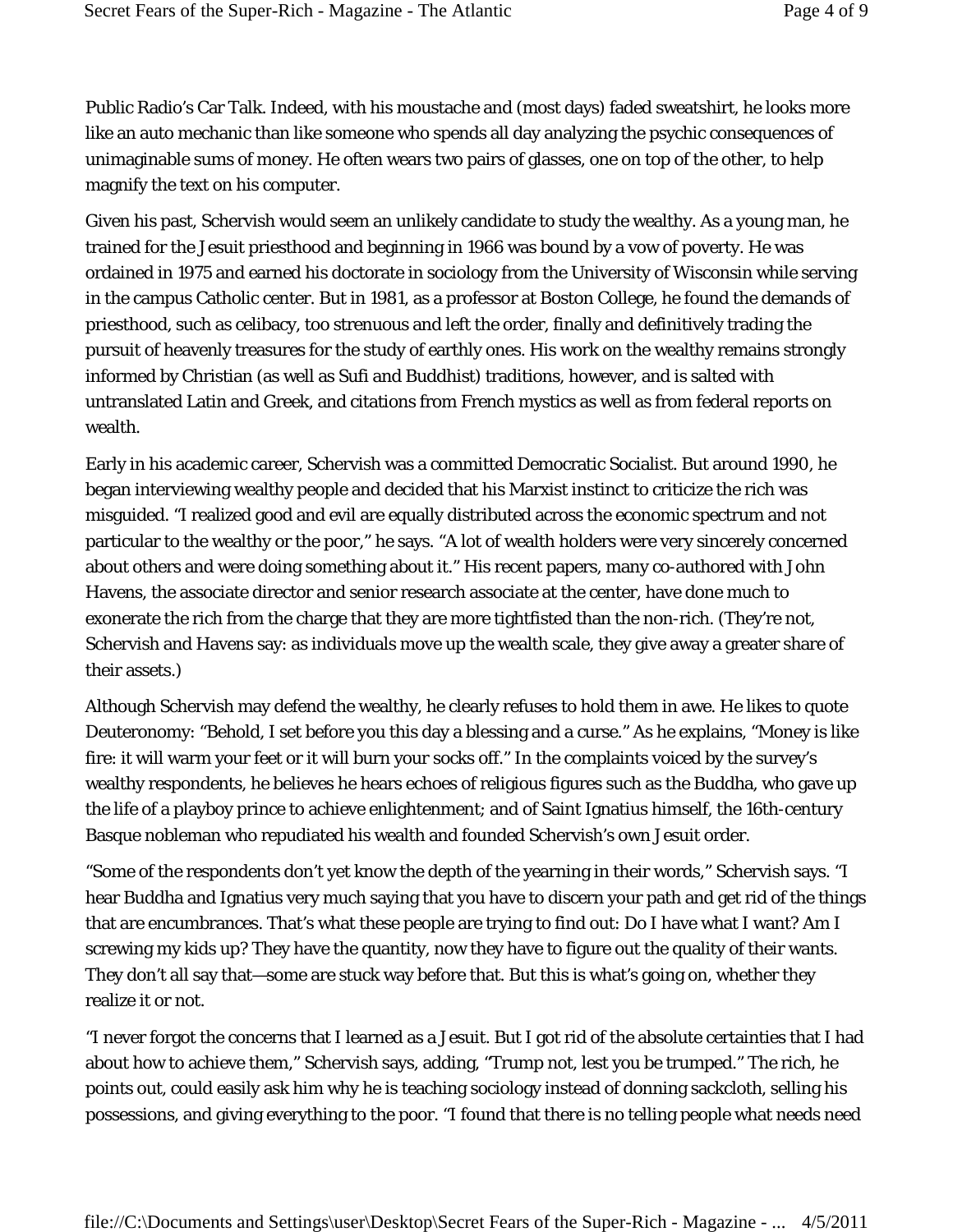Public Radio's Car Talk. Indeed, with his moustache and (most days) faded sweatshirt, he looks more like an auto mechanic than like someone who spends all day analyzing the psychic consequences of unimaginable sums of money. He often wears two pairs of glasses, one on top of the other, to help magnify the text on his computer.

Given his past, Schervish would seem an unlikely candidate to study the wealthy. As a young man, he trained for the Jesuit priesthood and beginning in 1966 was bound by a vow of poverty. He was ordained in 1975 and earned his doctorate in sociology from the University of Wisconsin while serving in the campus Catholic center. But in 1981, as a professor at Boston College, he found the demands of priesthood, such as celibacy, too strenuous and left the order, finally and definitively trading the pursuit of heavenly treasures for the study of earthly ones. His work on the wealthy remains strongly informed by Christian (as well as Sufi and Buddhist) traditions, however, and is salted with untranslated Latin and Greek, and citations from French mystics as well as from federal reports on wealth.

Early in his academic career, Schervish was a committed Democratic Socialist. But around 1990, he began interviewing wealthy people and decided that his Marxist instinct to criticize the rich was misguided. "I realized good and evil are equally distributed across the economic spectrum and not particular to the wealthy or the poor," he says. "A lot of wealth holders were very sincerely concerned about others and were doing something about it." His recent papers, many co-authored with John Havens, the associate director and senior research associate at the center, have done much to exonerate the rich from the charge that they are more tightfisted than the non-rich. (They're not, Schervish and Havens say: as individuals move up the wealth scale, they give away a greater share of their assets.)

Although Schervish may defend the wealthy, he clearly refuses to hold them in awe. He likes to quote Deuteronomy: "Behold, I set before you this day a blessing and a curse." As he explains, "Money is like fire: it will warm your feet or it will burn your socks off." In the complaints voiced by the survey's wealthy respondents, he believes he hears echoes of religious figures such as the Buddha, who gave up the life of a playboy prince to achieve enlightenment; and of Saint Ignatius himself, the 16th-century Basque nobleman who repudiated his wealth and founded Schervish's own Jesuit order.

"Some of the respondents don't yet know the depth of the yearning in their words," Schervish says. "I hear Buddha and Ignatius very much saying that you have to discern your path and get rid of the things that are encumbrances. That's what these people are trying to find out: Do I have what I want? Am I screwing my kids up? They have the quantity, now they have to figure out the quality of their wants. They don't all say that—some are stuck way before that. But this is what's going on, whether they realize it or not.

"I never forgot the concerns that I learned as a Jesuit. But I got rid of the absolute certainties that I had about how to achieve them," Schervish says, adding, "Trump not, lest you be trumped." The rich, he points out, could easily ask him why he is teaching sociology instead of donning sackcloth, selling his possessions, and giving everything to the poor. "I found that there is no telling people what needs need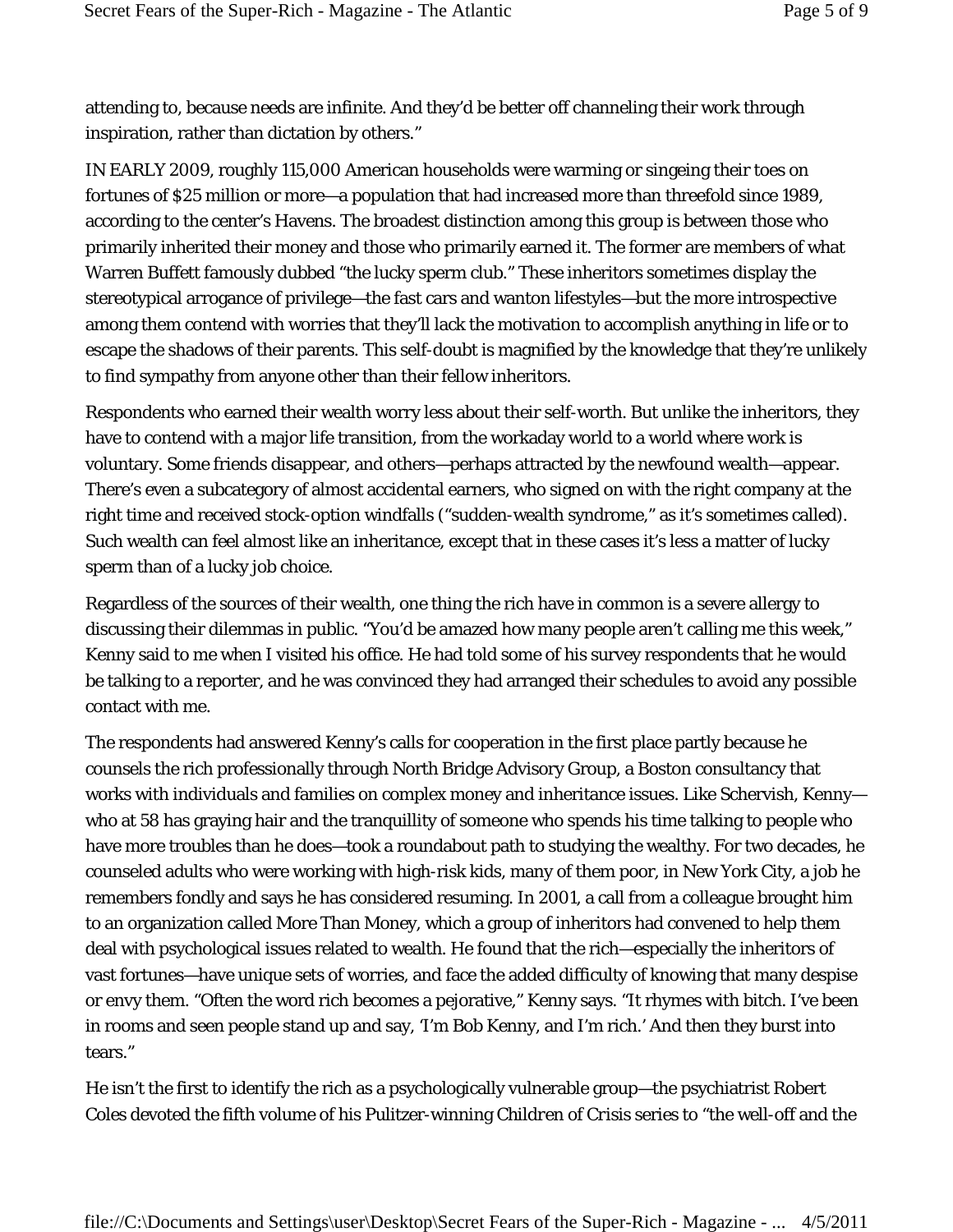attending to, because needs are infinite. And they'd be better off channeling their work through inspiration, rather than dictation by others."

IN EARLY 2009, roughly 115,000 American households were warming or singeing their toes on fortunes of $25 million or more—a population that had increased more than threefold since 1989, according to the center's Havens. The broadest distinction among this group is between those who primarily inherited their money and those who primarily earned it. The former are members of what Warren Buffett famously dubbed "the lucky sperm club." These inheritors sometimes display the stereotypical arrogance of privilege—the fast cars and wanton lifestyles—but the more introspective among them contend with worries that they'll lack the motivation to accomplish anything in life or to escape the shadows of their parents. This self-doubt is magnified by the knowledge that they're unlikely to find sympathy from anyone other than their fellow inheritors.

Respondents who earned their wealth worry less about their self-worth. But unlike the inheritors, they have to contend with a major life transition, from the workaday world to a world where work is voluntary. Some friends disappear, and others—perhaps attracted by the newfound wealth—appear. There's even a subcategory of almost accidental earners, who signed on with the right company at the right time and received stock-option windfalls ("sudden-wealth syndrome," as it's sometimes called). Such wealth can feel almost like an inheritance, except that in these cases it's less a matter of lucky sperm than of a lucky job choice.

Regardless of the sources of their wealth, one thing the rich have in common is a severe allergy to discussing their dilemmas in public. "You'd be amazed how many people aren't calling me this week," Kenny said to me when I visited his office. He had told some of his survey respondents that he would be talking to a reporter, and he was convinced they had arranged their schedules to avoid any possible contact with me.

The respondents had answered Kenny's calls for cooperation in the first place partly because he counsels the rich professionally through North Bridge Advisory Group, a Boston consultancy that works with individuals and families on complex money and inheritance issues. Like Schervish, Kenny—who at 58 has graying hair and the tranquillity of someone who spends his time talking to people who have more troubles than he does—took a roundabout path to studying the wealthy. For two decades, he counseled adults who were working with high-risk kids, many of them poor, in New York City, a job he remembers fondly and says he has considered resuming. In 2001, a call from a colleague brought him to an organization called More Than Money, which a group of inheritors had convened to help them deal with psychological issues related to wealth. He found that the rich—especially the inheritors of vast fortunes—have unique sets of worries, and face the added difficulty of knowing that many despise or envy them. "Often the word rich becomes a pejorative," Kenny says. "It rhymes with bitch. I've been in rooms and seen people stand up and say, 'I'm Bob Kenny, and I'm rich.' And then they burst into tears."

He isn't the first to identify the rich as a psychologically vulnerable group—the psychiatrist Robert Coles devoted the fifth volume of his Pulitzer-winning Children of Crisis series to "the well-off and the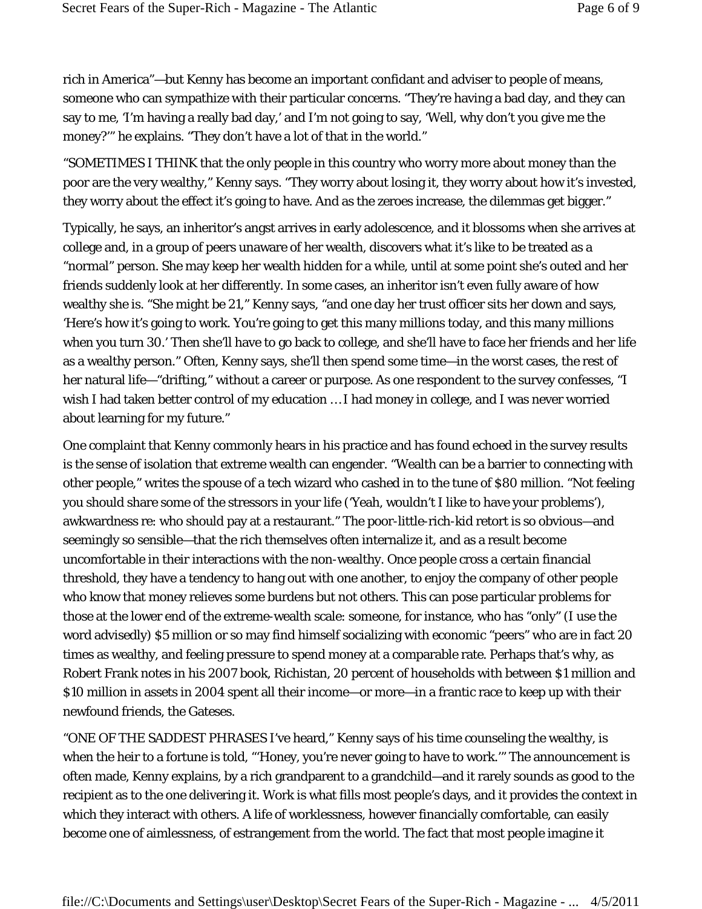rich in America"—but Kenny has become an important confidant and adviser to people of means, someone who can sympathize with their particular concerns. "They're having a bad day, and they can say to me, 'I'm having a really bad day,' and I'm not going to say, 'Well, why don't you give me the money?'" he explains. "They don't have a lot of that in the world."

"SOMETIMES I THINK that the only people in this country who worry more about money than the poor are the very wealthy," Kenny says. "They worry about losing it, they worry about how it's invested, they worry about the effect it's going to have. And as the zeroes increase, the dilemmas get bigger."

Typically, he says, an inheritor's angst arrives in early adolescence, and it blossoms when she arrives at college and, in a group of peers unaware of her wealth, discovers what it's like to be treated as a "normal" person. She may keep her wealth hidden for a while, until at some point she's outed and her friends suddenly look at her differently. In some cases, an inheritor isn't even fully aware of how wealthy she is. "She might be 21," Kenny says, "and one day her trust officer sits her down and says, 'Here's how it's going to work. You're going to get this many millions today, and this many millions when you turn 30.' Then she'll have to go back to college, and she'll have to face her friends and her life as a wealthy person." Often, Kenny says, she'll then spend some time—in the worst cases, the rest of her natural life—"drifting," without a career or purpose. As one respondent to the survey confesses, "I wish I had taken better control of my education … I had money in college, and I was never worried about learning for my future."

One complaint that Kenny commonly hears in his practice and has found echoed in the survey results is the sense of isolation that extreme wealth can engender. "Wealth can be a barrier to connecting with other people," writes the spouse of a tech wizard who cashed in to the tune of $80 million. "Not feeling you should share some of the stressors in your life ('Yeah, wouldn't I like to have your problems'), awkwardness re: who should pay at a restaurant." The poor-little-rich-kid retort is so obvious—and seemingly so sensible—that the rich themselves often internalize it, and as a result become uncomfortable in their interactions with the non-wealthy. Once people cross a certain financial threshold, they have a tendency to hang out with one another, to enjoy the company of other people who know that money relieves some burdens but not others. This can pose particular problems for those at the lower end of the extreme-wealth scale: someone, for instance, who has "only" (I use the word advisedly) $5 million or so may find himself socializing with economic "peers" who are in fact 20 times as wealthy, and feeling pressure to spend money at a comparable rate. Perhaps that's why, as Robert Frank notes in his 2007 book, Richistan, 20 percent of households with between $1 million and $10 million in assets in 2004 spent all their income—or more—in a frantic race to keep up with their newfound friends, the Gateses.

"ONE OF THE SADDEST PHRASES I've heard," Kenny says of his time counseling the wealthy, is when the heir to a fortune is told, "'Honey, you're never going to have to work.'" The announcement is often made, Kenny explains, by a rich grandparent to a grandchild—and it rarely sounds as good to the recipient as to the one delivering it. Work is what fills most people's days, and it provides the context in which they interact with others. A life of worklessness, however financially comfortable, can easily become one of aimlessness, of estrangement from the world. The fact that most people imagine it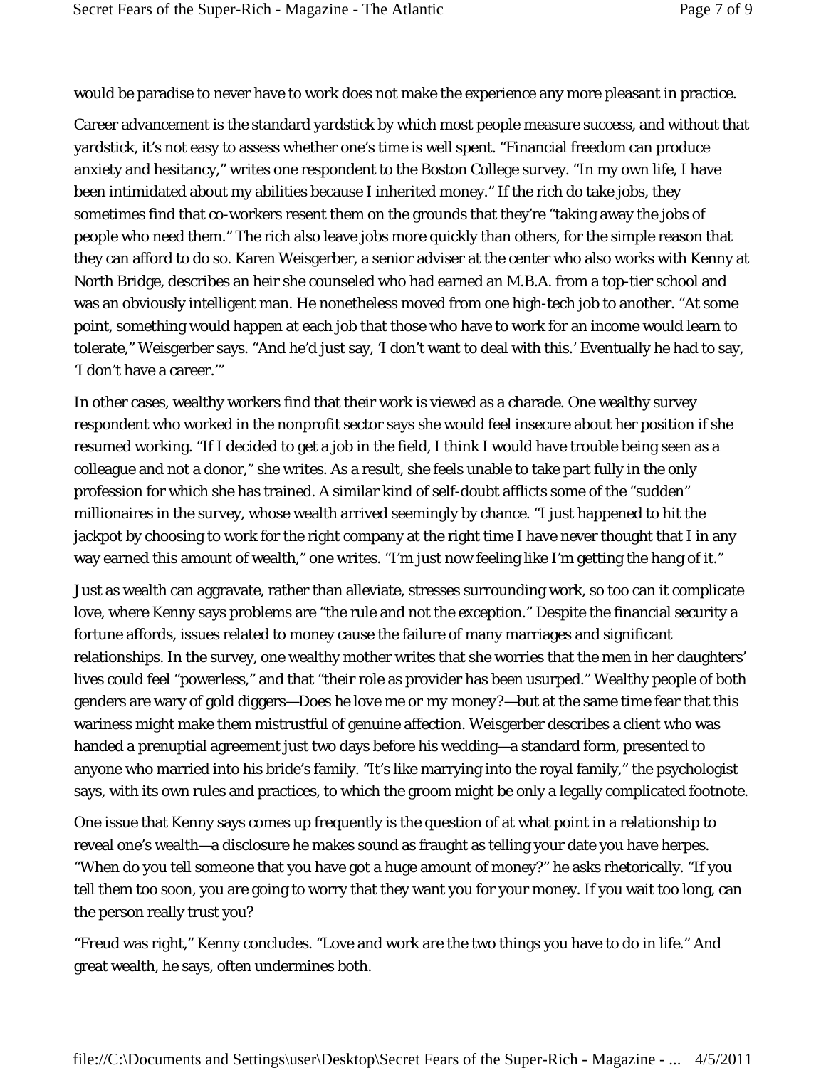would be paradise to never have to work does not make the experience any more pleasant in practice.

Career advancement is the standard yardstick by which most people measure success, and without that yardstick, it's not easy to assess whether one's time is well spent. "Financial freedom can produce anxiety and hesitancy," writes one respondent to the Boston College survey. "In my own life, I have been intimidated about my abilities because I inherited money." If the rich do take jobs, they sometimes find that co-workers resent them on the grounds that they're "taking away the jobs of people who need them." The rich also leave jobs more quickly than others, for the simple reason that they can afford to do so. Karen Weisgerber, a senior adviser at the center who also works with Kenny at North Bridge, describes an heir she counseled who had earned an M.B.A. from a top-tier school and was an obviously intelligent man. He nonetheless moved from one high-tech job to another. "At some point, something would happen at each job that those who have to work for an income would learn to tolerate," Weisgerber says. "And he'd just say, 'I don't want to deal with this.' Eventually he had to say, 'I don't have a career.'"

In other cases, wealthy workers find that their work is viewed as a charade. One wealthy survey respondent who worked in the nonprofit sector says she would feel insecure about her position if she resumed working. "If I decided to get a job in the field, I think I would have trouble being seen as a colleague and not a donor," she writes. As a result, she feels unable to take part fully in the only profession for which she has trained. A similar kind of self-doubt afflicts some of the "sudden" millionaires in the survey, whose wealth arrived seemingly by chance. "I just happened to hit the jackpot by choosing to work for the right company at the right time I have never thought that I in any way earned this amount of wealth," one writes. "I'm just now feeling like I'm getting the hang of it."

Just as wealth can aggravate, rather than alleviate, stresses surrounding work, so too can it complicate love, where Kenny says problems are "the rule and not the exception." Despite the financial security a fortune affords, issues related to money cause the failure of many marriages and significant relationships. In the survey, one wealthy mother writes that she worries that the men in her daughters' lives could feel "powerless," and that "their role as provider has been usurped." Wealthy people of both genders are wary of gold diggers—Does he love me or my money?—but at the same time fear that this wariness might make them mistrustful of genuine affection. Weisgerber describes a client who was handed a prenuptial agreement just two days before his wedding—a standard form, presented to anyone who married into his bride's family. "It's like marrying into the royal family," the psychologist says, with its own rules and practices, to which the groom might be only a legally complicated footnote.

One issue that Kenny says comes up frequently is the question of at what point in a relationship to reveal one's wealth—a disclosure he makes sound as fraught as telling your date you have herpes. "When do you tell someone that you have got a huge amount of money?" he asks rhetorically. "If you tell them too soon, you are going to worry that they want you for your money. If you wait too long, can the person really trust you?

"Freud was right," Kenny concludes. "Love and work are the two things you have to do in life." And great wealth, he says, often undermines both.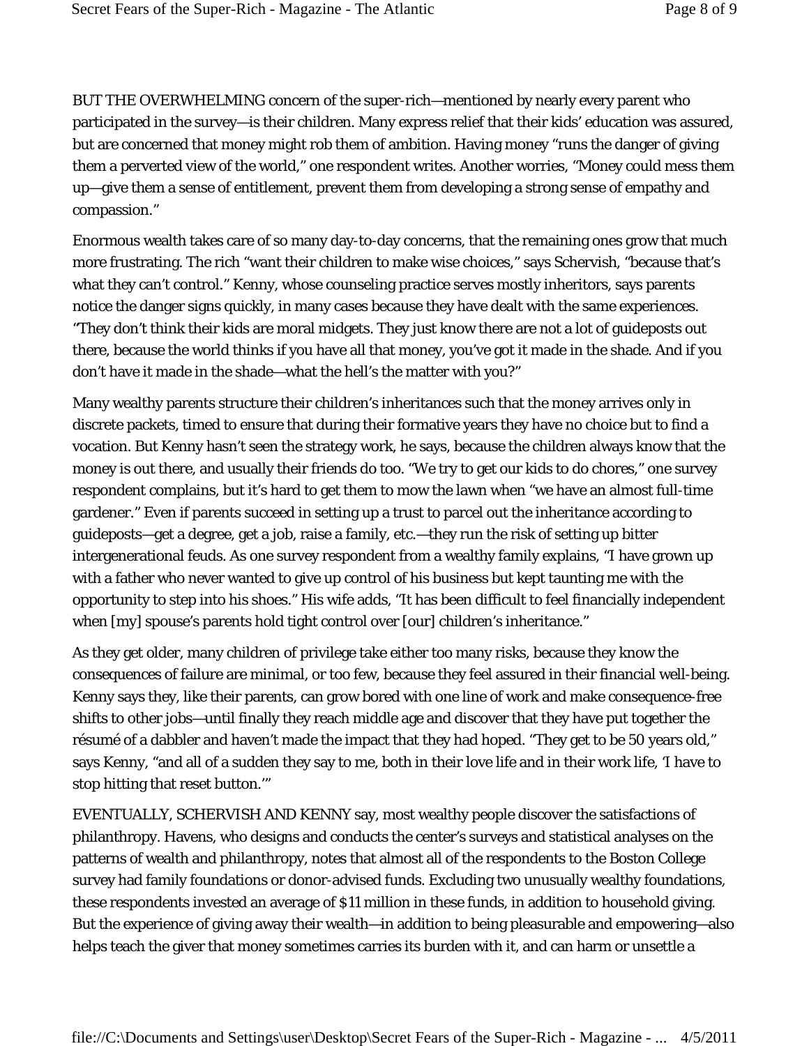BUT THE OVERWHELMING concern of the super-rich—mentioned by nearly every parent who participated in the survey—is their children. Many express relief that their kids' education was assured, but are concerned that money might rob them of ambition. Having money "runs the danger of giving them a perverted view of the world," one respondent writes. Another worries, "Money could mess them up—give them a sense of entitlement, prevent them from developing a strong sense of empathy and compassion."

Enormous wealth takes care of so many day-to-day concerns, that the remaining ones grow that much more frustrating. The rich "want their children to make wise choices," says Schervish, "because that's what they can't control." Kenny, whose counseling practice serves mostly inheritors, says parents notice the danger signs quickly, in many cases because they have dealt with the same experiences. "They don't think their kids are moral midgets. They just know there are not a lot of guideposts out there, because the world thinks if you have all that money, you've got it made in the shade. And if you don't have it made in the shade—what the hell's the matter with you?"

Many wealthy parents structure their children's inheritances such that the money arrives only in discrete packets, timed to ensure that during their formative years they have no choice but to find a vocation. But Kenny hasn't seen the strategy work, he says, because the children always know that the money is out there, and usually their friends do too. "We try to get our kids to do chores," one survey respondent complains, but it's hard to get them to mow the lawn when "we have an almost full-time gardener." Even if parents succeed in setting up a trust to parcel out the inheritance according to guideposts—get a degree, get a job, raise a family, etc.—they run the risk of setting up bitter intergenerational feuds. As one survey respondent from a wealthy family explains, "I have grown up with a father who never wanted to give up control of his business but kept taunting me with the opportunity to step into his shoes." His wife adds, "It has been difficult to feel financially independent when [my] spouse's parents hold tight control over [our] children's inheritance."

As they get older, many children of privilege take either too many risks, because they know the consequences of failure are minimal, or too few, because they feel assured in their financial well-being. Kenny says they, like their parents, can grow bored with one line of work and make consequence-free shifts to other jobs—until finally they reach middle age and discover that they have put together the résumé of a dabbler and haven't made the impact that they had hoped. "They get to be 50 years old," says Kenny, "and all of a sudden they say to me, both in their love life and in their work life, 'I have to stop hitting that reset button.'"

EVENTUALLY, SCHERVISH AND KENNY say, most wealthy people discover the satisfactions of philanthropy. Havens, who designs and conducts the center's surveys and statistical analyses on the patterns of wealth and philanthropy, notes that almost all of the respondents to the Boston College survey had family foundations or donor-advised funds. Excluding two unusually wealthy foundations, these respondents invested an average of $11 million in these funds, in addition to household giving. But the experience of giving away their wealth—in addition to being pleasurable and empowering—also helps teach the giver that money sometimes carries its burden with it, and can harm or unsettle a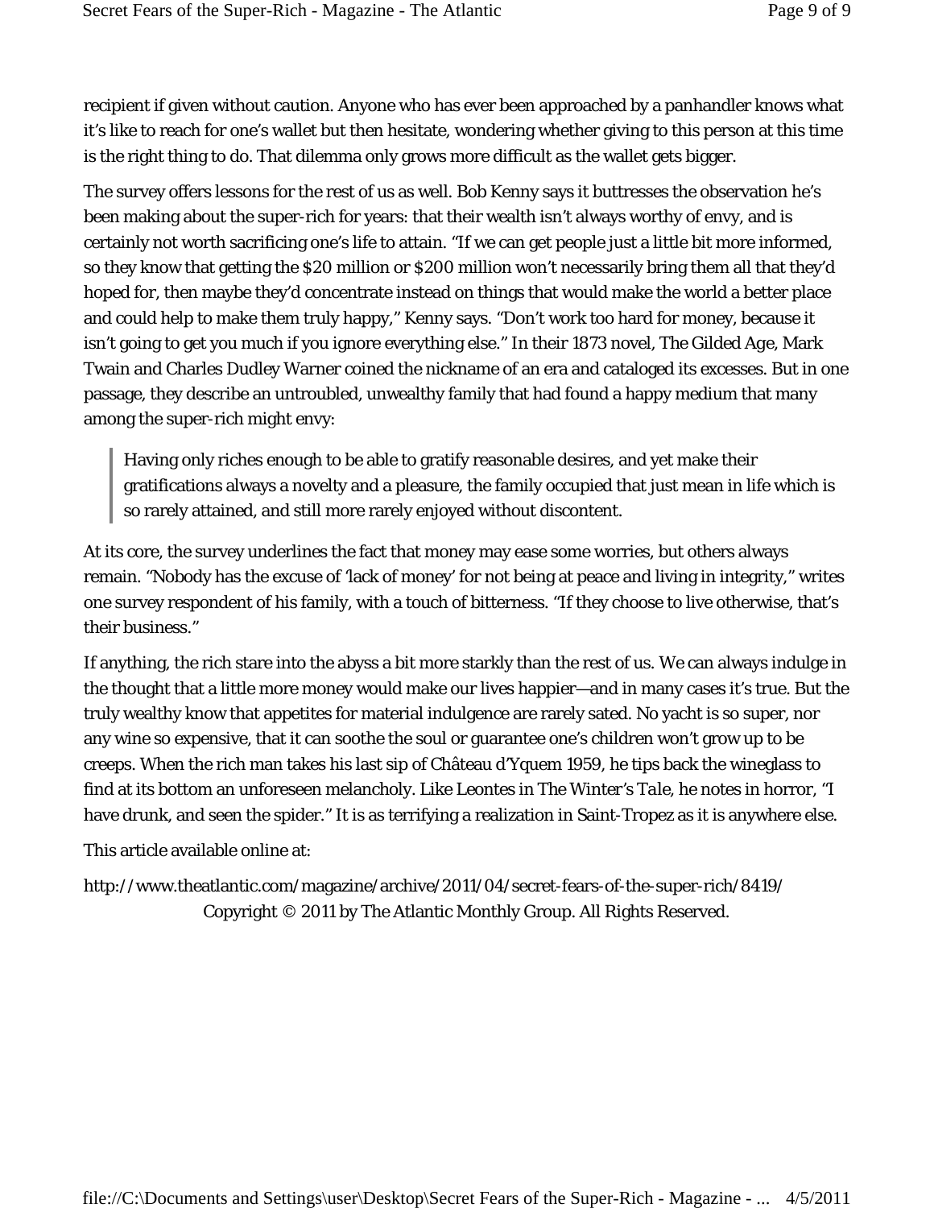recipient if given without caution. Anyone who has ever been approached by a panhandler knows what it's like to reach for one's wallet but then hesitate, wondering whether giving to this person at this time is the right thing to do. That dilemma only grows more difficult as the wallet gets bigger.

The survey offers lessons for the rest of us as well. Bob Kenny says it buttresses the observation he's been making about the super-rich for years: that their wealth isn't always worthy of envy, and is certainly not worth sacrificing one's life to attain. "If we can get people just a little bit more informed, so they know that getting the $20 million or $200 million won't necessarily bring them all that they'd hoped for, then maybe they'd concentrate instead on things that would make the world a better place and could help to make them truly happy," Kenny says. "Don't work too hard for money, because it isn't going to get you much if you ignore everything else." In their 1873 novel, The Gilded Age, Mark Twain and Charles Dudley Warner coined the nickname of an era and cataloged its excesses. But in one passage, they describe an untroubled, unwealthy family that had found a happy medium that many among the super-rich might envy:

> Having only riches enough to be able to gratify reasonable desires, and yet make their gratifications always a novelty and a pleasure, the family occupied that just mean in life which is so rarely attained, and still more rarely enjoyed without discontent.

At its core, the survey underlines the fact that money may ease some worries, but others always remain. "Nobody has the excuse of 'lack of money' for not being at peace and living in integrity," writes one survey respondent of his family, with a touch of bitterness. "If they choose to live otherwise, that's their business."

If anything, the rich stare into the abyss a bit more starkly than the rest of us. We can always indulge in the thought that a little more money would make our lives happier—and in many cases it's true. But the truly wealthy know that appetites for material indulgence are rarely sated. No yacht is so super, nor any wine so expensive, that it can soothe the soul or guarantee one's children won't grow up to be creeps. When the rich man takes his last sip of Château d'Yquem 1959, he tips back the wineglass to find at its bottom an unforeseen melancholy. Like Leontes in The Winter's Tale, he notes in horror, "I have drunk, and seen the spider." It is as terrifying a realization in Saint-Tropez as it is anywhere else.

This article available online at:

http://www.theatlantic.com/magazine/archive/2011/04/secret-fears-of-the-super-rich/8419/

Copyright © 2011 by The Atlantic Monthly Group. All Rights Reserved.